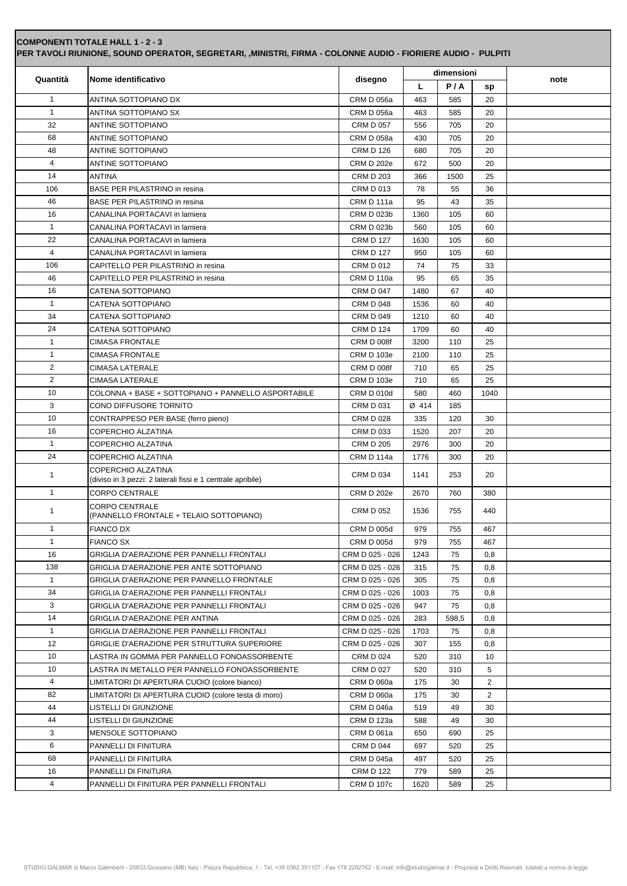**COMPONENTI TOTALE HALL 1 - 2 - 3**
**PER TAVOLI RIUNIONE, SOUND OPERATOR, SEGRETARI, ,MINISTRI, FIRMA - COLONNE AUDIO - FIORIERE AUDIO - PULPITI**

| Quantità | Nome identificativo | disegno | dimensioni | | | note |
|---|---|---|---|---|---|---|
| | | | L | P / A | sp | |
| 1 | ANTINA SOTTOPIANO DX | CRM D 056a | 463 | 585 | 20 | |
| 1 | ANTINA SOTTOPIANO SX | CRM D 056a | 463 | 585 | 20 | |
| 32 | ANTINE SOTTOPIANO | CRM D 057 | 556 | 705 | 20 | |
| 68 | ANTINE SOTTOPIANO | CRM D 058a | 430 | 705 | 20 | |
| 48 | ANTINE SOTTOPIANO | CRM D 126 | 680 | 705 | 20 | |
| 4 | ANTINE SOTTOPIANO | CRM D 202e | 672 | 500 | 20 | |
| 14 | ANTINA | CRM D 203 | 366 | 1500 | 25 | |
| 106 | BASE PER PILASTRINO in resina | CRM D 013 | 78 | 55 | 36 | |
| 46 | BASE PER PILASTRINO in resina | CRM D 111a | 95 | 43 | 35 | |
| 16 | CANALINA PORTACAVI in lamiera | CRM D 023b | 1360 | 105 | 60 | |
| 1 | CANALINA PORTACAVI in lamiera | CRM D 023b | 560 | 105 | 60 | |
| 22 | CANALINA PORTACAVI in lamiera | CRM D 127 | 1630 | 105 | 60 | |
| 4 | CANALINA PORTACAVI in lamiera | CRM D 127 | 950 | 105 | 60 | |
| 106 | CAPITELLO PER PILASTRINO in resina | CRM D 012 | 74 | 75 | 33 | |
| 46 | CAPITELLO PER PILASTRINO in resina | CRM D 110a | 95 | 65 | 35 | |
| 16 | CATENA SOTTOPIANO | CRM D 047 | 1480 | 67 | 40 | |
| 1 | CATENA SOTTOPIANO | CRM D 048 | 1536 | 60 | 40 | |
| 34 | CATENA SOTTOPIANO | CRM D 049 | 1210 | 60 | 40 | |
| 24 | CATENA SOTTOPIANO | CRM D 124 | 1709 | 60 | 40 | |
| 1 | CIMASA FRONTALE | CRM D 008f | 3200 | 110 | 25 | |
| 1 | CIMASA FRONTALE | CRM D 103e | 2100 | 110 | 25 | |
| 2 | CIMASA LATERALE | CRM D 008f | 710 | 65 | 25 | |
| 2 | CIMASA LATERALE | CRM D 103e | 710 | 65 | 25 | |
| 10 | COLONNA + BASE + SOTTOPIANO + PANNELLO ASPORTABILE | CRM D 010d | 580 | 460 | 1040 | |
| 3 | CONO DIFFUSORE TORNITO | CRM D 031 | Ø 414 | 185 | | |
| 10 | CONTRAPPESO PER BASE (ferro pieno) | CRM D 028 | 335 | 120 | 30 | |
| 16 | COPERCHIO ALZATINA | CRM D 033 | 1520 | 207 | 20 | |
| 1 | COPERCHIO ALZATINA | CRM D 205 | 2976 | 300 | 20 | |
| 24 | COPERCHIO ALZATINA | CRM D 114a | 1776 | 300 | 20 | |
| 1 | COPERCHIO ALZATINA (diviso in 3 pezzi: 2 laterali fissi e 1 centrale apribile) | CRM D 034 | 1141 | 253 | 20 | |
| 1 | CORPO CENTRALE | CRM D 202e | 2670 | 760 | 380 | |
| 1 | CORPO CENTRALE (PANNELLO FRONTALE + TELAIO SOTTOPIANO) | CRM D 052 | 1536 | 755 | 440 | |
| 1 | FIANCO DX | CRM D 005d | 979 | 755 | 467 | |
| 1 | FIANCO SX | CRM D 005d | 979 | 755 | 467 | |
| 16 | GRIGLIA D'AERAZIONE PER PANNELLI FRONTALI | CRM D 025 - 026 | 1243 | 75 | 0,8 | |
| 138 | GRIGLIA D'AERAZIONE PER ANTE SOTTOPIANO | CRM D 025 - 026 | 315 | 75 | 0,8 | |
| 1 | GRIGLIA D'AERAZIONE PER PANNELLO FRONTALE | CRM D 025 - 026 | 305 | 75 | 0,8 | |
| 34 | GRIGLIA D'AERAZIONE PER PANNELLI FRONTALI | CRM D 025 - 026 | 1003 | 75 | 0,8 | |
| 3 | GRIGLIA D'AERAZIONE PER PANNELLI FRONTALI | CRM D 025 - 026 | 947 | 75 | 0,8 | |
| 14 | GRIGLIA D'AERAZIONE PER ANTINA | CRM D 025 - 026 | 283 | 598,5 | 0,8 | |
| 1 | GRIGLIA D'AERAZIONE PER PANNELLI FRONTALI | CRM D 025 - 026 | 1703 | 75 | 0,8 | |
| 12 | GRIGLIE D'AERAZIONE PER STRUTTURA SUPERIORE | CRM D 025 - 026 | 307 | 155 | 0,8 | |
| 10 | LASTRA IN GOMMA PER PANNELLO FONOASSORBENTE | CRM D 024 | 520 | 310 | 10 | |
| 10 | LASTRA IN METALLO PER PANNELLO FONOASSORBENTE | CRM D 027 | 520 | 310 | 5 | |
| 4 | LIMITATORI DI APERTURA CUOIO (colore bianco) | CRM D 060a | 175 | 30 | 2 | |
| 82 | LIMITATORI DI APERTURA CUOIO (colore testa di moro) | CRM D 060a | 175 | 30 | 2 | |
| 44 | LISTELLI DI GIUNZIONE | CRM D 046a | 519 | 49 | 30 | |
| 44 | LISTELLI DI GIUNZIONE | CRM D 123a | 588 | 49 | 30 | |
| 3 | MENSOLE SOTTOPIANO | CRM D 061a | 650 | 690 | 25 | |
| 6 | PANNELLI DI FINITURA | CRM D 044 | 697 | 520 | 25 | |
| 68 | PANNELLI DI FINITURA | CRM D 045a | 497 | 520 | 25 | |
| 16 | PANNELLI DI FINITURA | CRM D 122 | 779 | 589 | 25 | |
| 4 | PANNELLI DI FINITURA PER PANNELLI FRONTALI | CRM D 107c | 1620 | 589 | 25 | |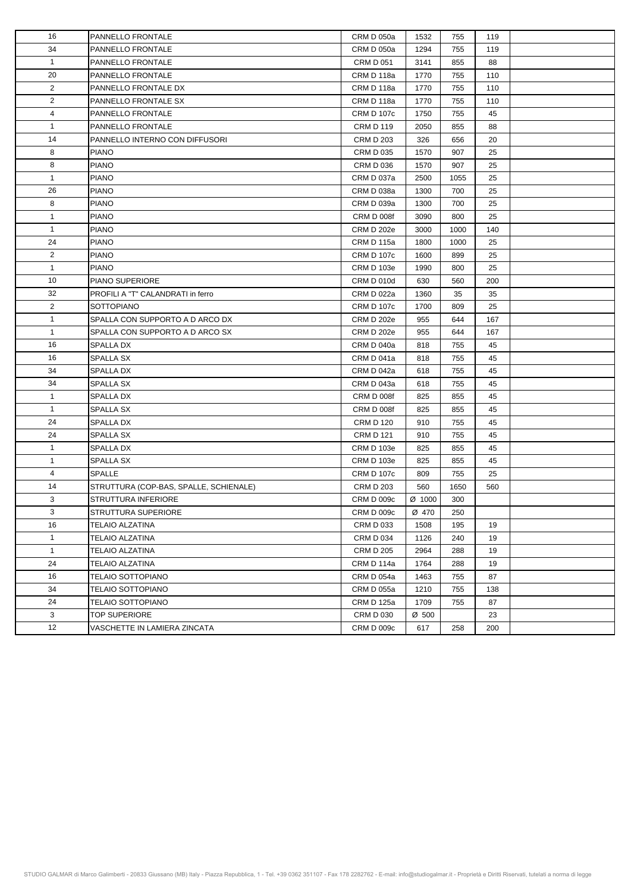| | | | | | | |
|---|---|---|---|---|---|---|
| 16 | PANNELLO FRONTALE | CRM D 050a | 1532 | 755 | 119 | |
| 34 | PANNELLO FRONTALE | CRM D 050a | 1294 | 755 | 119 | |
| 1 | PANNELLO FRONTALE | CRM D 051 | 3141 | 855 | 88 | |
| 20 | PANNELLO FRONTALE | CRM D 118a | 1770 | 755 | 110 | |
| 2 | PANNELLO FRONTALE DX | CRM D 118a | 1770 | 755 | 110 | |
| 2 | PANNELLO FRONTALE SX | CRM D 118a | 1770 | 755 | 110 | |
| 4 | PANNELLO FRONTALE | CRM D 107c | 1750 | 755 | 45 | |
| 1 | PANNELLO FRONTALE | CRM D 119 | 2050 | 855 | 88 | |
| 14 | PANNELLO INTERNO CON DIFFUSORI | CRM D 203 | 326 | 656 | 20 | |
| 8 | PIANO | CRM D 035 | 1570 | 907 | 25 | |
| 8 | PIANO | CRM D 036 | 1570 | 907 | 25 | |
| 1 | PIANO | CRM D 037a | 2500 | 1055 | 25 | |
| 26 | PIANO | CRM D 038a | 1300 | 700 | 25 | |
| 8 | PIANO | CRM D 039a | 1300 | 700 | 25 | |
| 1 | PIANO | CRM D 008f | 3090 | 800 | 25 | |
| 1 | PIANO | CRM D 202e | 3000 | 1000 | 140 | |
| 24 | PIANO | CRM D 115a | 1800 | 1000 | 25 | |
| 2 | PIANO | CRM D 107c | 1600 | 899 | 25 | |
| 1 | PIANO | CRM D 103e | 1990 | 800 | 25 | |
| 10 | PIANO SUPERIORE | CRM D 010d | 630 | 560 | 200 | |
| 32 | PROFILI A "T" CALANDRATI in ferro | CRM D 022a | 1360 | 35 | 35 | |
| 2 | SOTTOPIANO | CRM D 107c | 1700 | 809 | 25 | |
| 1 | SPALLA CON SUPPORTO A D ARCO DX | CRM D 202e | 955 | 644 | 167 | |
| 1 | SPALLA CON SUPPORTO A D ARCO SX | CRM D 202e | 955 | 644 | 167 | |
| 16 | SPALLA DX | CRM D 040a | 818 | 755 | 45 | |
| 16 | SPALLA SX | CRM D 041a | 818 | 755 | 45 | |
| 34 | SPALLA DX | CRM D 042a | 618 | 755 | 45 | |
| 34 | SPALLA SX | CRM D 043a | 618 | 755 | 45 | |
| 1 | SPALLA DX | CRM D 008f | 825 | 855 | 45 | |
| 1 | SPALLA SX | CRM D 008f | 825 | 855 | 45 | |
| 24 | SPALLA DX | CRM D 120 | 910 | 755 | 45 | |
| 24 | SPALLA SX | CRM D 121 | 910 | 755 | 45 | |
| 1 | SPALLA DX | CRM D 103e | 825 | 855 | 45 | |
| 1 | SPALLA SX | CRM D 103e | 825 | 855 | 45 | |
| 4 | SPALLE | CRM D 107c | 809 | 755 | 25 | |
| 14 | STRUTTURA (COP-BAS, SPALLE, SCHIENALE) | CRM D 203 | 560 | 1650 | 560 | |
| 3 | STRUTTURA INFERIORE | CRM D 009c | Ø 1000 | 300 | | |
| 3 | STRUTTURA SUPERIORE | CRM D 009c | Ø 470 | 250 | | |
| 16 | TELAIO ALZATINA | CRM D 033 | 1508 | 195 | 19 | |
| 1 | TELAIO ALZATINA | CRM D 034 | 1126 | 240 | 19 | |
| 1 | TELAIO ALZATINA | CRM D 205 | 2964 | 288 | 19 | |
| 24 | TELAIO ALZATINA | CRM D 114a | 1764 | 288 | 19 | |
| 16 | TELAIO SOTTOPIANO | CRM D 054a | 1463 | 755 | 87 | |
| 34 | TELAIO SOTTOPIANO | CRM D 055a | 1210 | 755 | 138 | |
| 24 | TELAIO SOTTOPIANO | CRM D 125a | 1709 | 755 | 87 | |
| 3 | TOP SUPERIORE | CRM D 030 | Ø 500 | | 23 | |
| 12 | VASCHETTE IN LAMIERA ZINCATA | CRM D 009c | 617 | 258 | 200 | |